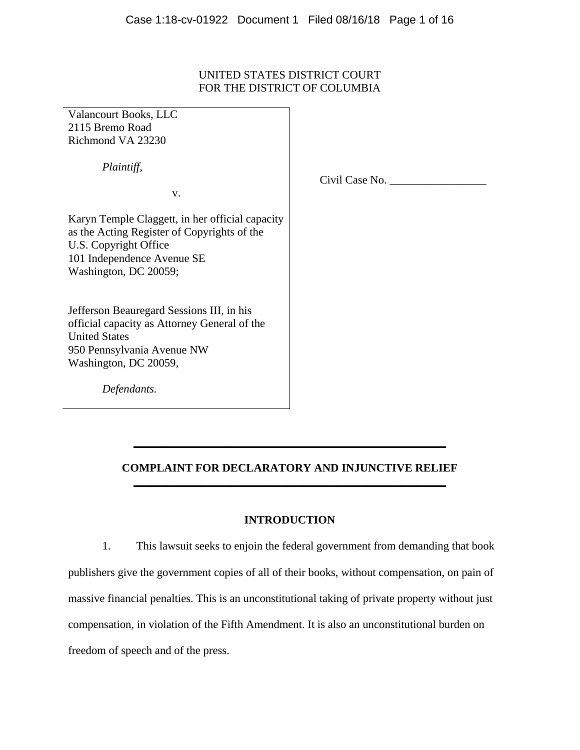UNITED STATES DISTRICT COURT
FOR THE DISTRICT OF COLUMBIA

Valancourt Books, LLC
2115 Bremo Road
Richmond VA 23230

*Plaintiff,*

v.

Karyn Temple Claggett, in her official capacity as the Acting Register of Copyrights of the U.S. Copyright Office
101 Independence Avenue SE
Washington, DC 20059;

Jefferson Beauregard Sessions III, in his official capacity as Attorney General of the United States
950 Pennsylvania Avenue NW
Washington, DC 20059,

*Defendants.*

Civil Case No. _________________

## COMPLAINT FOR DECLARATORY AND INJUNCTIVE RELIEF

### INTRODUCTION

1. This lawsuit seeks to enjoin the federal government from demanding that book publishers give the government copies of all of their books, without compensation, on pain of massive financial penalties. This is an unconstitutional taking of private property without just compensation, in violation of the Fifth Amendment. It is also an unconstitutional burden on freedom of speech and of the press.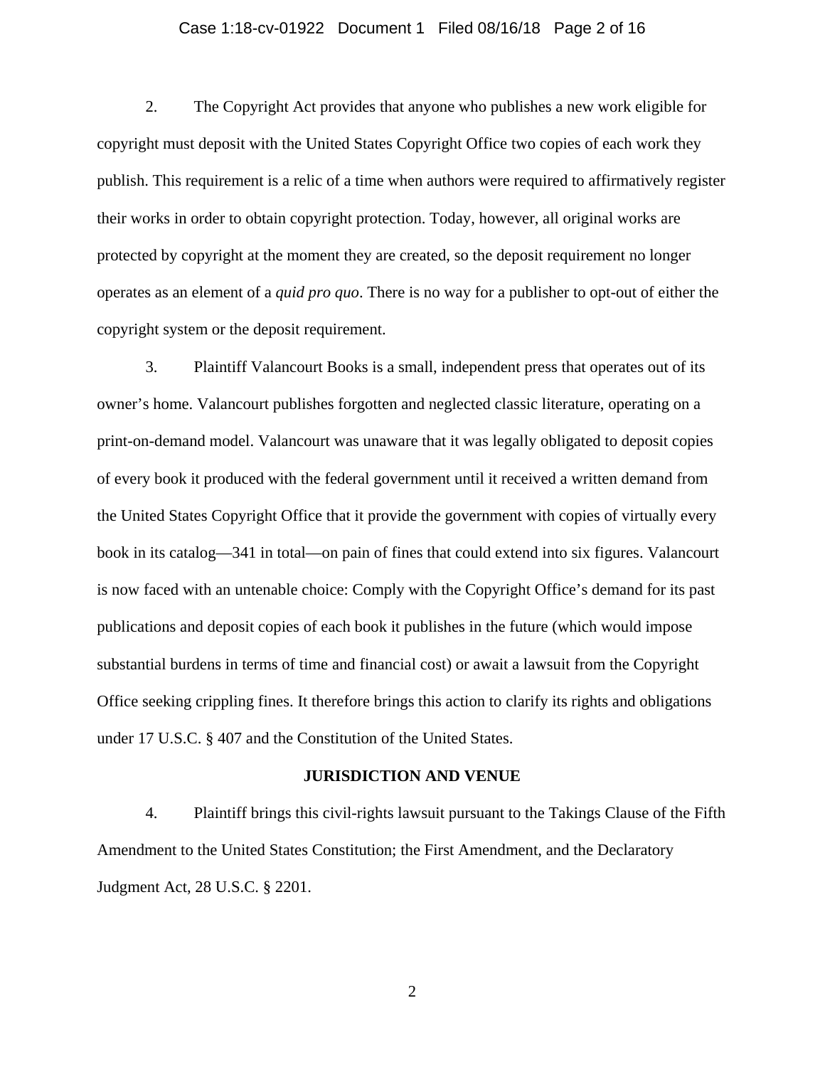2. The Copyright Act provides that anyone who publishes a new work eligible for copyright must deposit with the United States Copyright Office two copies of each work they publish. This requirement is a relic of a time when authors were required to affirmatively register their works in order to obtain copyright protection. Today, however, all original works are protected by copyright at the moment they are created, so the deposit requirement no longer operates as an element of a *quid pro quo*. There is no way for a publisher to opt-out of either the copyright system or the deposit requirement.

3. Plaintiff Valancourt Books is a small, independent press that operates out of its owner's home. Valancourt publishes forgotten and neglected classic literature, operating on a print-on-demand model. Valancourt was unaware that it was legally obligated to deposit copies of every book it produced with the federal government until it received a written demand from the United States Copyright Office that it provide the government with copies of virtually every book in its catalog—341 in total—on pain of fines that could extend into six figures. Valancourt is now faced with an untenable choice: Comply with the Copyright Office's demand for its past publications and deposit copies of each book it publishes in the future (which would impose substantial burdens in terms of time and financial cost) or await a lawsuit from the Copyright Office seeking crippling fines. It therefore brings this action to clarify its rights and obligations under 17 U.S.C. § 407 and the Constitution of the United States.

## JURISDICTION AND VENUE

4. Plaintiff brings this civil-rights lawsuit pursuant to the Takings Clause of the Fifth Amendment to the United States Constitution; the First Amendment, and the Declaratory Judgment Act, 28 U.S.C. § 2201.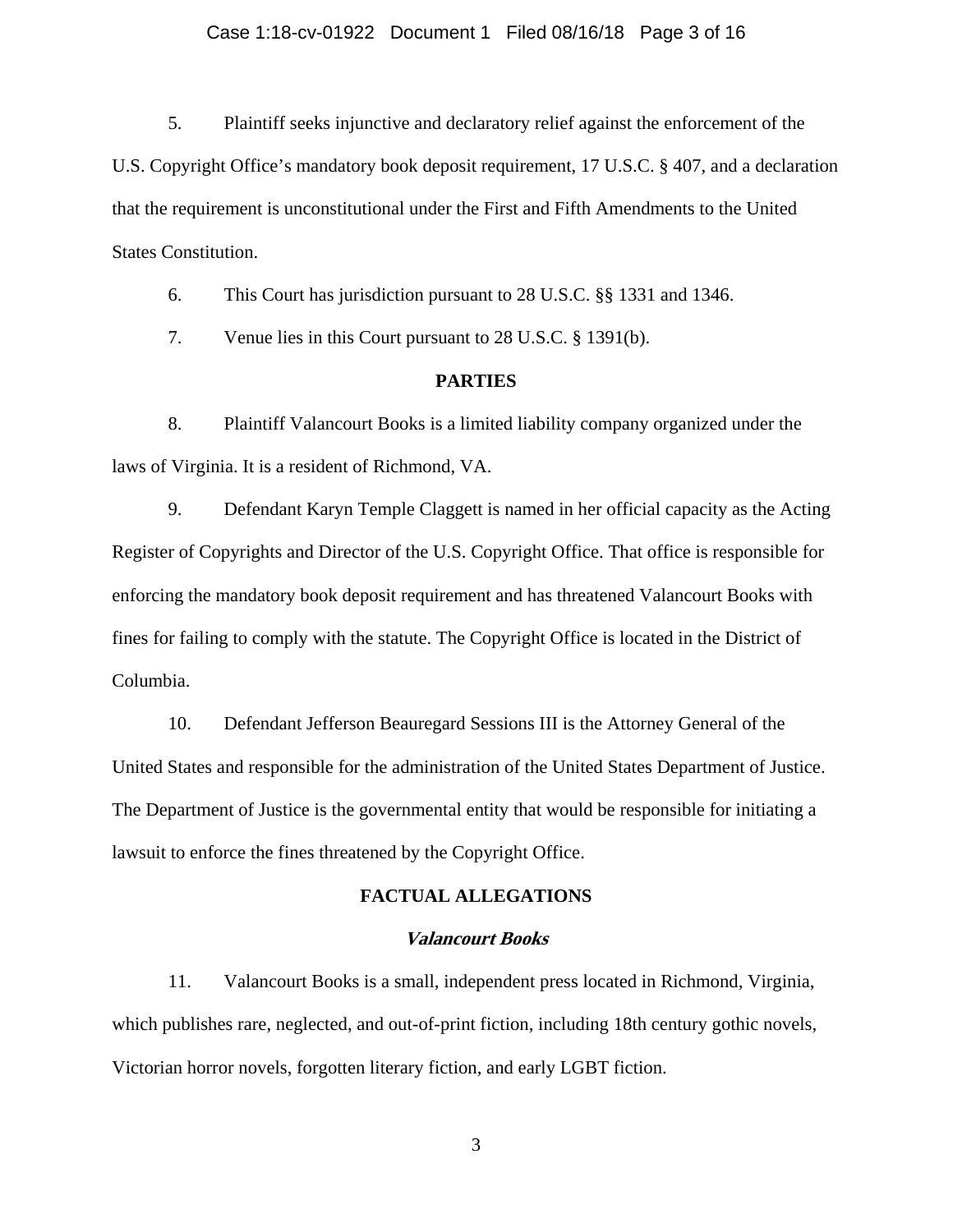5. Plaintiff seeks injunctive and declaratory relief against the enforcement of the U.S. Copyright Office's mandatory book deposit requirement, 17 U.S.C. § 407, and a declaration that the requirement is unconstitutional under the First and Fifth Amendments to the United States Constitution.

6. This Court has jurisdiction pursuant to 28 U.S.C. §§ 1331 and 1346.

7. Venue lies in this Court pursuant to 28 U.S.C. § 1391(b).

## PARTIES

8. Plaintiff Valancourt Books is a limited liability company organized under the laws of Virginia. It is a resident of Richmond, VA.

9. Defendant Karyn Temple Claggett is named in her official capacity as the Acting Register of Copyrights and Director of the U.S. Copyright Office. That office is responsible for enforcing the mandatory book deposit requirement and has threatened Valancourt Books with fines for failing to comply with the statute. The Copyright Office is located in the District of Columbia.

10. Defendant Jefferson Beauregard Sessions III is the Attorney General of the United States and responsible for the administration of the United States Department of Justice. The Department of Justice is the governmental entity that would be responsible for initiating a lawsuit to enforce the fines threatened by the Copyright Office.

## FACTUAL ALLEGATIONS

### *Valancourt Books*

11. Valancourt Books is a small, independent press located in Richmond, Virginia, which publishes rare, neglected, and out-of-print fiction, including 18th century gothic novels, Victorian horror novels, forgotten literary fiction, and early LGBT fiction.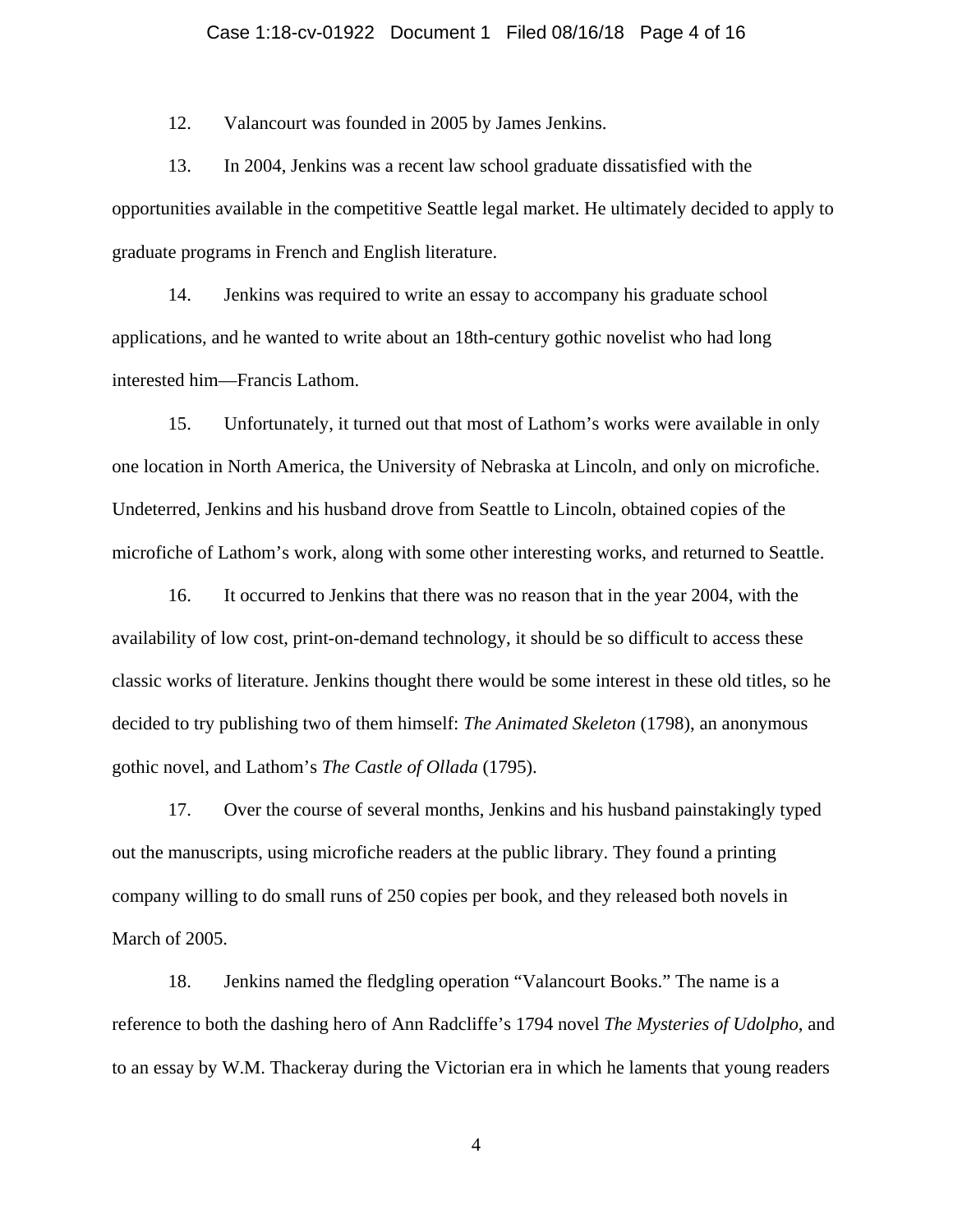12. Valancourt was founded in 2005 by James Jenkins.

13. In 2004, Jenkins was a recent law school graduate dissatisfied with the opportunities available in the competitive Seattle legal market. He ultimately decided to apply to graduate programs in French and English literature.

14. Jenkins was required to write an essay to accompany his graduate school applications, and he wanted to write about an 18th-century gothic novelist who had long interested him—Francis Lathom.

15. Unfortunately, it turned out that most of Lathom's works were available in only one location in North America, the University of Nebraska at Lincoln, and only on microfiche. Undeterred, Jenkins and his husband drove from Seattle to Lincoln, obtained copies of the microfiche of Lathom's work, along with some other interesting works, and returned to Seattle.

16. It occurred to Jenkins that there was no reason that in the year 2004, with the availability of low cost, print-on-demand technology, it should be so difficult to access these classic works of literature. Jenkins thought there would be some interest in these old titles, so he decided to try publishing two of them himself: *The Animated Skeleton* (1798), an anonymous gothic novel, and Lathom's *The Castle of Ollada* (1795).

17. Over the course of several months, Jenkins and his husband painstakingly typed out the manuscripts, using microfiche readers at the public library. They found a printing company willing to do small runs of 250 copies per book, and they released both novels in March of 2005.

18. Jenkins named the fledgling operation "Valancourt Books." The name is a reference to both the dashing hero of Ann Radcliffe's 1794 novel *The Mysteries of Udolpho*, and to an essay by W.M. Thackeray during the Victorian era in which he laments that young readers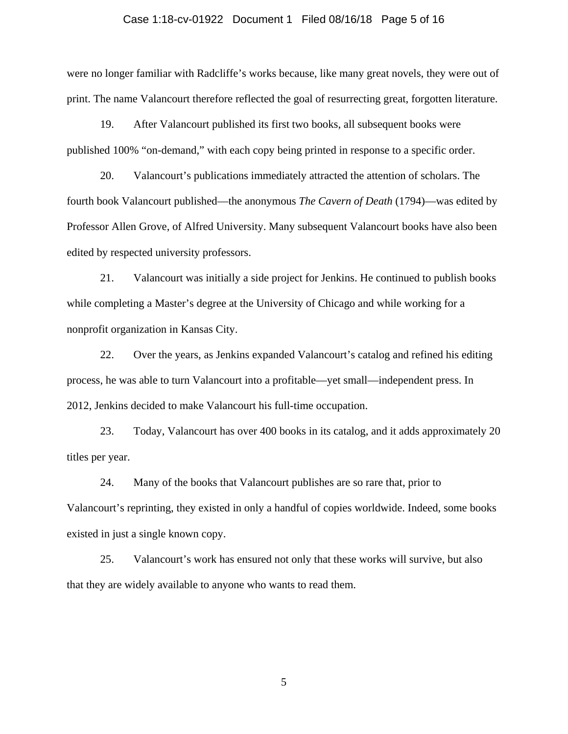were no longer familiar with Radcliffe's works because, like many great novels, they were out of print. The name Valancourt therefore reflected the goal of resurrecting great, forgotten literature.

19. After Valancourt published its first two books, all subsequent books were published 100% "on-demand," with each copy being printed in response to a specific order.

20. Valancourt's publications immediately attracted the attention of scholars. The fourth book Valancourt published—the anonymous *The Cavern of Death* (1794)—was edited by Professor Allen Grove, of Alfred University. Many subsequent Valancourt books have also been edited by respected university professors.

21. Valancourt was initially a side project for Jenkins. He continued to publish books while completing a Master's degree at the University of Chicago and while working for a nonprofit organization in Kansas City.

22. Over the years, as Jenkins expanded Valancourt's catalog and refined his editing process, he was able to turn Valancourt into a profitable—yet small—independent press. In 2012, Jenkins decided to make Valancourt his full-time occupation.

23. Today, Valancourt has over 400 books in its catalog, and it adds approximately 20 titles per year.

24. Many of the books that Valancourt publishes are so rare that, prior to Valancourt's reprinting, they existed in only a handful of copies worldwide. Indeed, some books existed in just a single known copy.

25. Valancourt's work has ensured not only that these works will survive, but also that they are widely available to anyone who wants to read them.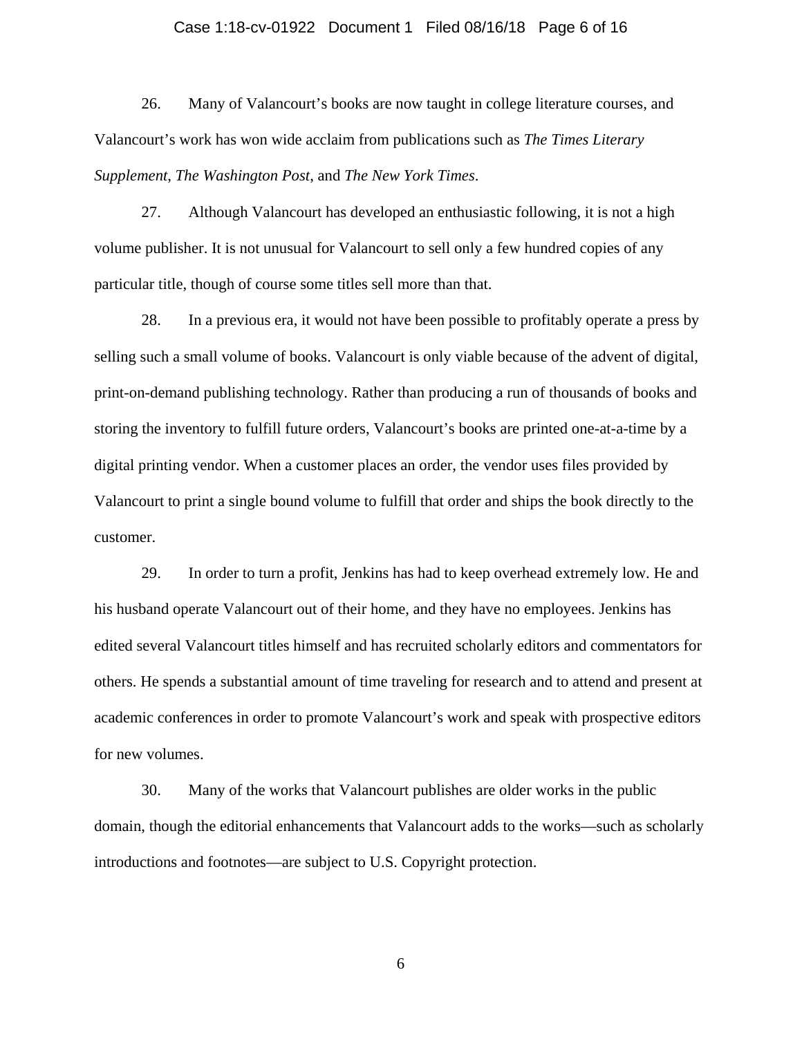26. Many of Valancourt's books are now taught in college literature courses, and Valancourt's work has won wide acclaim from publications such as *The Times Literary Supplement*, *The Washington Post*, and *The New York Times*.

27. Although Valancourt has developed an enthusiastic following, it is not a high volume publisher. It is not unusual for Valancourt to sell only a few hundred copies of any particular title, though of course some titles sell more than that.

28. In a previous era, it would not have been possible to profitably operate a press by selling such a small volume of books. Valancourt is only viable because of the advent of digital, print-on-demand publishing technology. Rather than producing a run of thousands of books and storing the inventory to fulfill future orders, Valancourt's books are printed one-at-a-time by a digital printing vendor. When a customer places an order, the vendor uses files provided by Valancourt to print a single bound volume to fulfill that order and ships the book directly to the customer.

29. In order to turn a profit, Jenkins has had to keep overhead extremely low. He and his husband operate Valancourt out of their home, and they have no employees. Jenkins has edited several Valancourt titles himself and has recruited scholarly editors and commentators for others. He spends a substantial amount of time traveling for research and to attend and present at academic conferences in order to promote Valancourt's work and speak with prospective editors for new volumes.

30. Many of the works that Valancourt publishes are older works in the public domain, though the editorial enhancements that Valancourt adds to the works—such as scholarly introductions and footnotes—are subject to U.S. Copyright protection.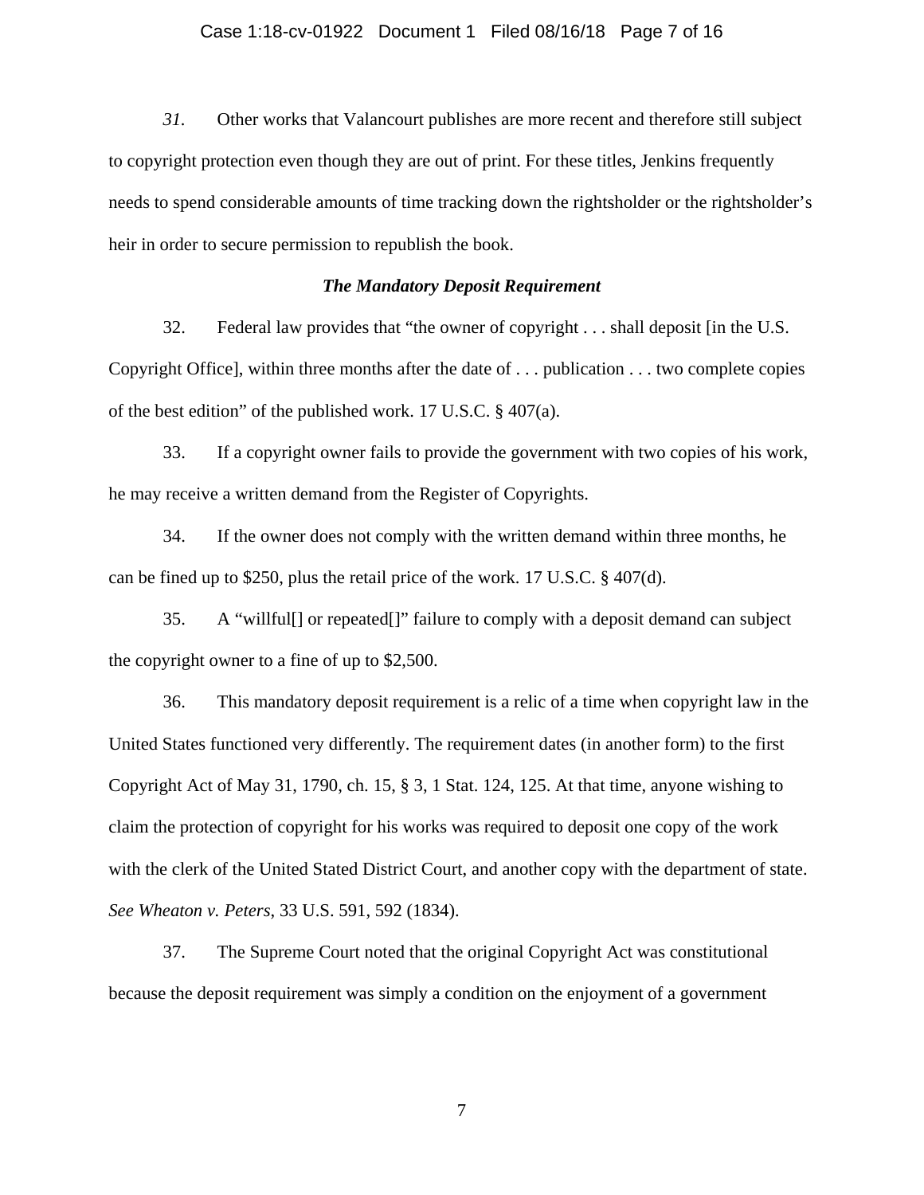*31*. Other works that Valancourt publishes are more recent and therefore still subject to copyright protection even though they are out of print. For these titles, Jenkins frequently needs to spend considerable amounts of time tracking down the rightsholder or the rightsholder's heir in order to secure permission to republish the book.

### *The Mandatory Deposit Requirement*

32. Federal law provides that "the owner of copyright . . . shall deposit [in the U.S. Copyright Office], within three months after the date of . . . publication . . . two complete copies of the best edition" of the published work. 17 U.S.C. § 407(a).

33. If a copyright owner fails to provide the government with two copies of his work, he may receive a written demand from the Register of Copyrights.

34. If the owner does not comply with the written demand within three months, he can be fined up to $250, plus the retail price of the work. 17 U.S.C. § 407(d).

35. A "willful[] or repeated[]" failure to comply with a deposit demand can subject the copyright owner to a fine of up to $2,500.

36. This mandatory deposit requirement is a relic of a time when copyright law in the United States functioned very differently. The requirement dates (in another form) to the first Copyright Act of May 31, 1790, ch. 15, § 3, 1 Stat. 124, 125. At that time, anyone wishing to claim the protection of copyright for his works was required to deposit one copy of the work with the clerk of the United Stated District Court, and another copy with the department of state. *See Wheaton v. Peters*, 33 U.S. 591, 592 (1834).

37. The Supreme Court noted that the original Copyright Act was constitutional because the deposit requirement was simply a condition on the enjoyment of a government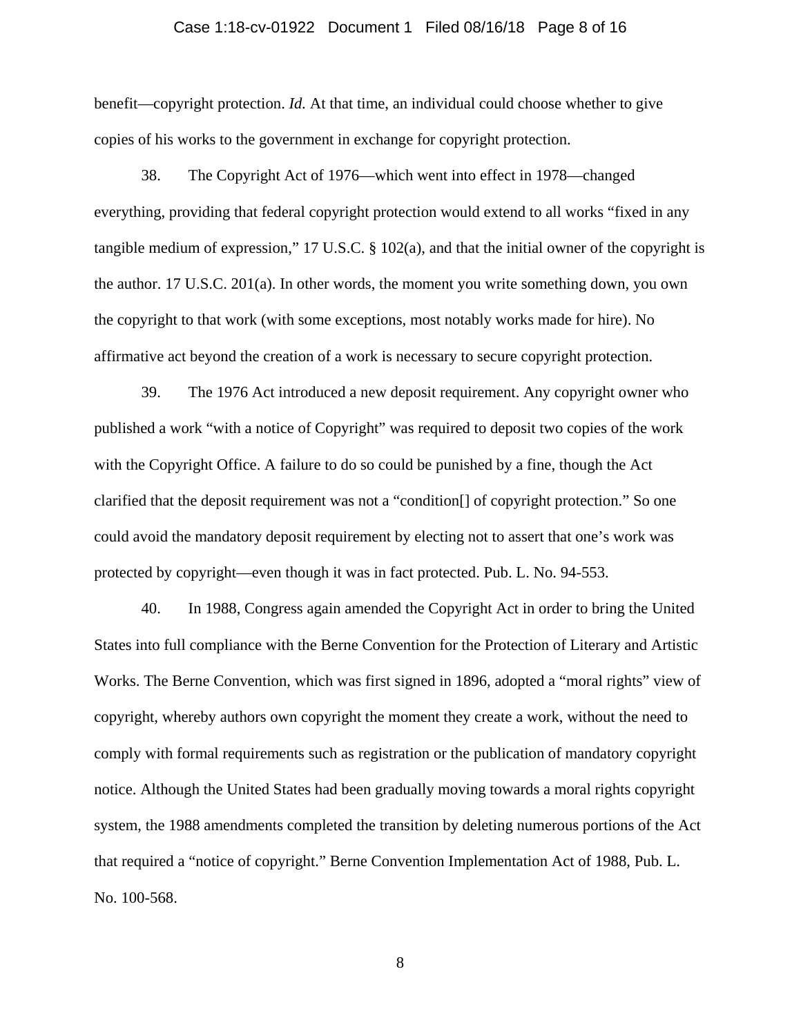benefit—copyright protection. *Id.* At that time, an individual could choose whether to give copies of his works to the government in exchange for copyright protection.

38. The Copyright Act of 1976—which went into effect in 1978—changed everything, providing that federal copyright protection would extend to all works "fixed in any tangible medium of expression," 17 U.S.C. § 102(a), and that the initial owner of the copyright is the author. 17 U.S.C. 201(a). In other words, the moment you write something down, you own the copyright to that work (with some exceptions, most notably works made for hire). No affirmative act beyond the creation of a work is necessary to secure copyright protection.

39. The 1976 Act introduced a new deposit requirement. Any copyright owner who published a work "with a notice of Copyright" was required to deposit two copies of the work with the Copyright Office. A failure to do so could be punished by a fine, though the Act clarified that the deposit requirement was not a "condition[] of copyright protection." So one could avoid the mandatory deposit requirement by electing not to assert that one's work was protected by copyright—even though it was in fact protected. Pub. L. No. 94-553.

40. In 1988, Congress again amended the Copyright Act in order to bring the United States into full compliance with the Berne Convention for the Protection of Literary and Artistic Works. The Berne Convention, which was first signed in 1896, adopted a "moral rights" view of copyright, whereby authors own copyright the moment they create a work, without the need to comply with formal requirements such as registration or the publication of mandatory copyright notice. Although the United States had been gradually moving towards a moral rights copyright system, the 1988 amendments completed the transition by deleting numerous portions of the Act that required a "notice of copyright." Berne Convention Implementation Act of 1988, Pub. L. No. 100-568.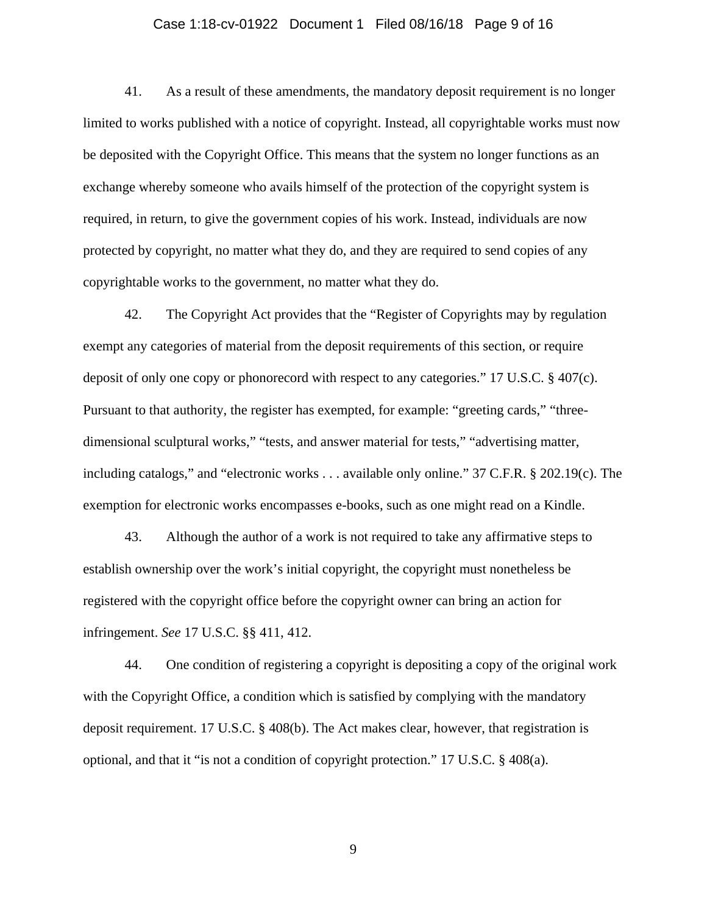41. As a result of these amendments, the mandatory deposit requirement is no longer limited to works published with a notice of copyright. Instead, all copyrightable works must now be deposited with the Copyright Office. This means that the system no longer functions as an exchange whereby someone who avails himself of the protection of the copyright system is required, in return, to give the government copies of his work. Instead, individuals are now protected by copyright, no matter what they do, and they are required to send copies of any copyrightable works to the government, no matter what they do.

42. The Copyright Act provides that the "Register of Copyrights may by regulation exempt any categories of material from the deposit requirements of this section, or require deposit of only one copy or phonorecord with respect to any categories." 17 U.S.C. § 407(c). Pursuant to that authority, the register has exempted, for example: "greeting cards," "three-dimensional sculptural works," "tests, and answer material for tests," "advertising matter, including catalogs," and "electronic works . . . available only online." 37 C.F.R. § 202.19(c). The exemption for electronic works encompasses e-books, such as one might read on a Kindle.

43. Although the author of a work is not required to take any affirmative steps to establish ownership over the work's initial copyright, the copyright must nonetheless be registered with the copyright office before the copyright owner can bring an action for infringement. *See* 17 U.S.C. §§ 411, 412.

44. One condition of registering a copyright is depositing a copy of the original work with the Copyright Office, a condition which is satisfied by complying with the mandatory deposit requirement. 17 U.S.C. § 408(b). The Act makes clear, however, that registration is optional, and that it "is not a condition of copyright protection." 17 U.S.C. § 408(a).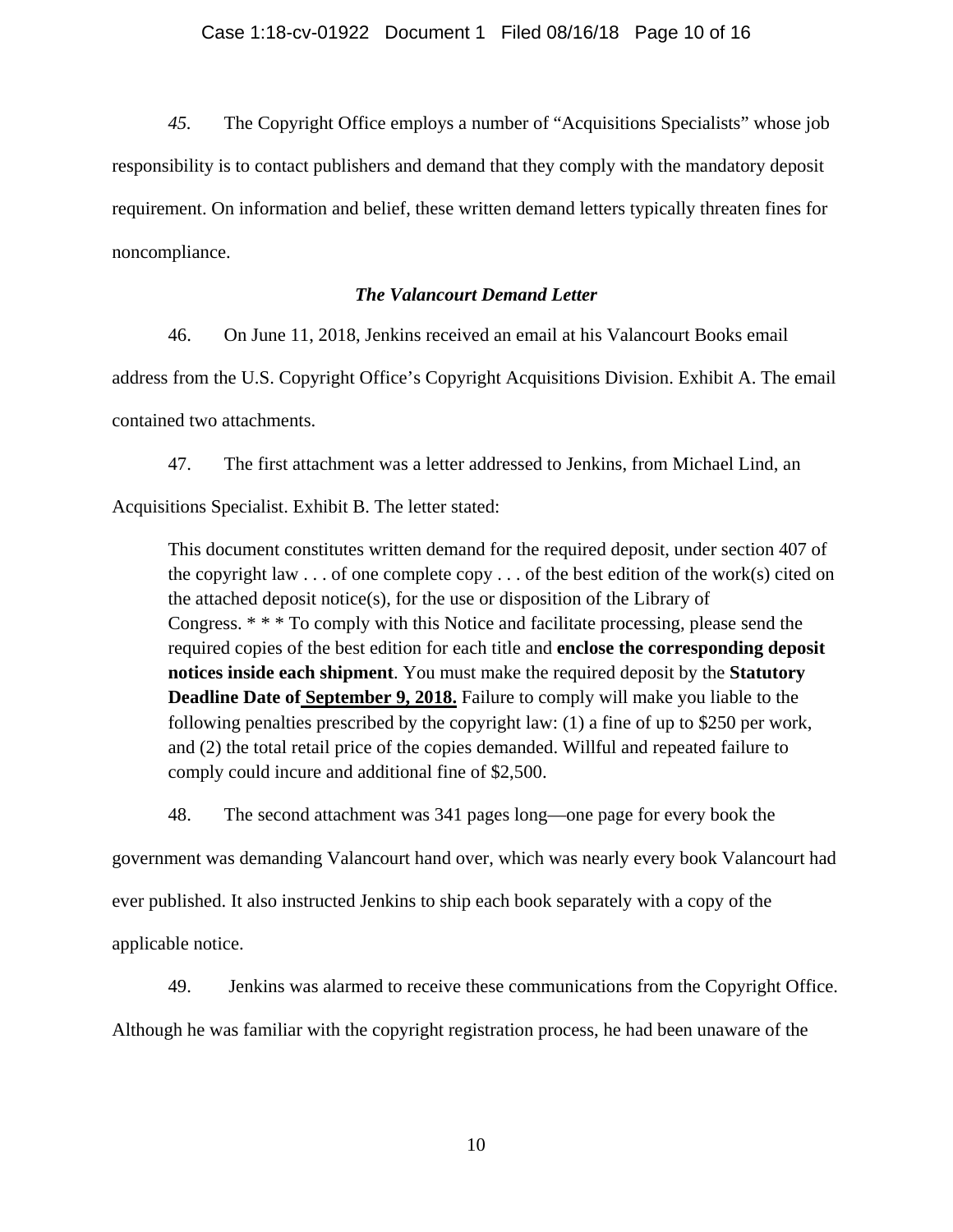*45.* The Copyright Office employs a number of "Acquisitions Specialists" whose job responsibility is to contact publishers and demand that they comply with the mandatory deposit requirement. On information and belief, these written demand letters typically threaten fines for noncompliance.

### *The Valancourt Demand Letter*

46. On June 11, 2018, Jenkins received an email at his Valancourt Books email address from the U.S. Copyright Office's Copyright Acquisitions Division. Exhibit A. The email contained two attachments.

47. The first attachment was a letter addressed to Jenkins, from Michael Lind, an Acquisitions Specialist. Exhibit B. The letter stated:

> This document constitutes written demand for the required deposit, under section 407 of the copyright law . . . of one complete copy . . . of the best edition of the work(s) cited on the attached deposit notice(s), for the use or disposition of the Library of Congress. * * * To comply with this Notice and facilitate processing, please send the required copies of the best edition for each title and **enclose the corresponding deposit notices inside each shipment**. You must make the required deposit by the **Statutory Deadline Date of <u>September 9, 2018.</u>** Failure to comply will make you liable to the following penalties prescribed by the copyright law: (1) a fine of up to $250 per work, and (2) the total retail price of the copies demanded. Willful and repeated failure to comply could incure and additional fine of $2,500.

48. The second attachment was 341 pages long—one page for every book the government was demanding Valancourt hand over, which was nearly every book Valancourt had ever published. It also instructed Jenkins to ship each book separately with a copy of the applicable notice.

49. Jenkins was alarmed to receive these communications from the Copyright Office. Although he was familiar with the copyright registration process, he had been unaware of the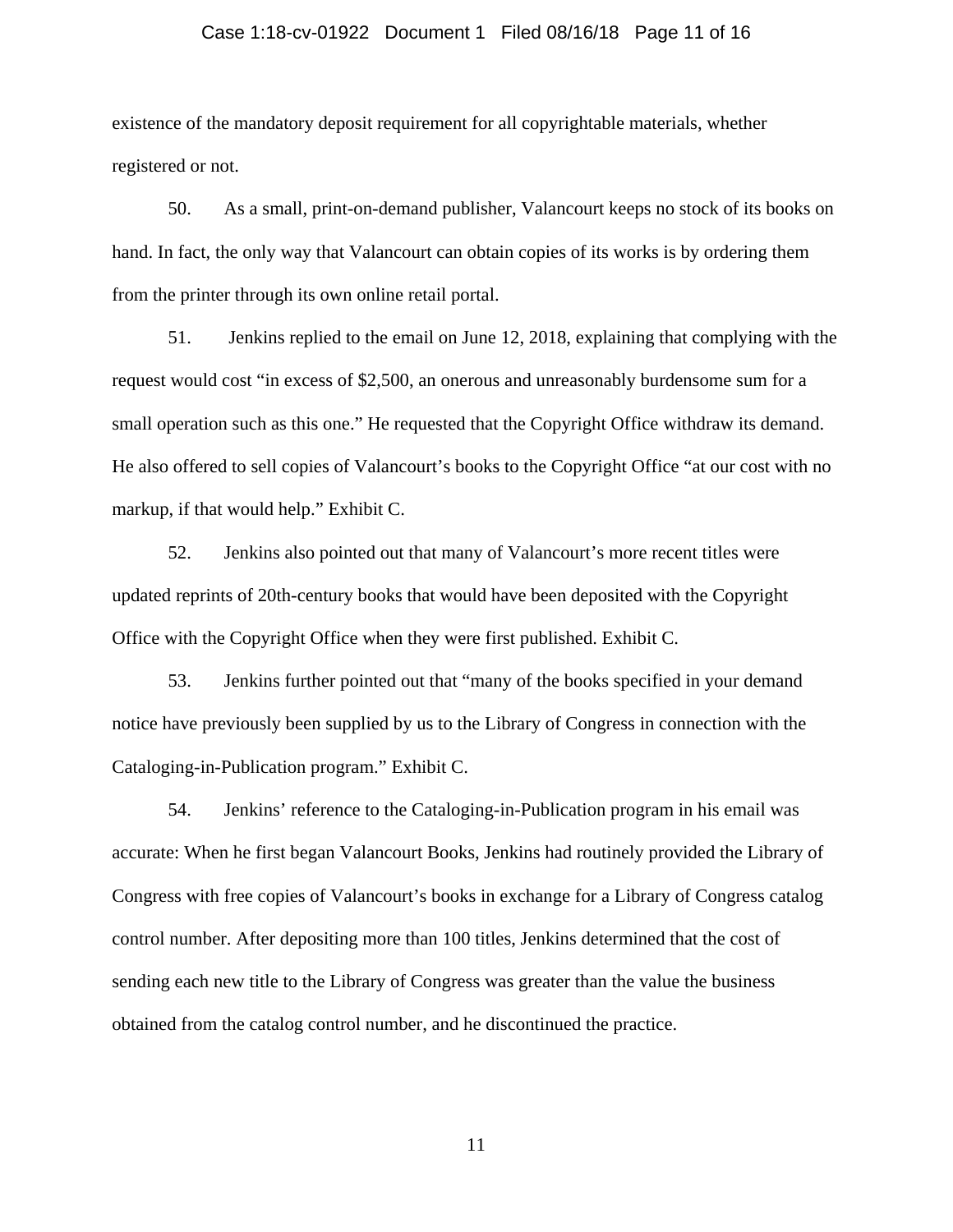existence of the mandatory deposit requirement for all copyrightable materials, whether registered or not.

50. As a small, print-on-demand publisher, Valancourt keeps no stock of its books on hand. In fact, the only way that Valancourt can obtain copies of its works is by ordering them from the printer through its own online retail portal.

51. Jenkins replied to the email on June 12, 2018, explaining that complying with the request would cost "in excess of $2,500, an onerous and unreasonably burdensome sum for a small operation such as this one." He requested that the Copyright Office withdraw its demand. He also offered to sell copies of Valancourt's books to the Copyright Office "at our cost with no markup, if that would help." Exhibit C.

52. Jenkins also pointed out that many of Valancourt's more recent titles were updated reprints of 20th-century books that would have been deposited with the Copyright Office with the Copyright Office when they were first published. Exhibit C.

53. Jenkins further pointed out that "many of the books specified in your demand notice have previously been supplied by us to the Library of Congress in connection with the Cataloging-in-Publication program." Exhibit C.

54. Jenkins' reference to the Cataloging-in-Publication program in his email was accurate: When he first began Valancourt Books, Jenkins had routinely provided the Library of Congress with free copies of Valancourt's books in exchange for a Library of Congress catalog control number. After depositing more than 100 titles, Jenkins determined that the cost of sending each new title to the Library of Congress was greater than the value the business obtained from the catalog control number, and he discontinued the practice.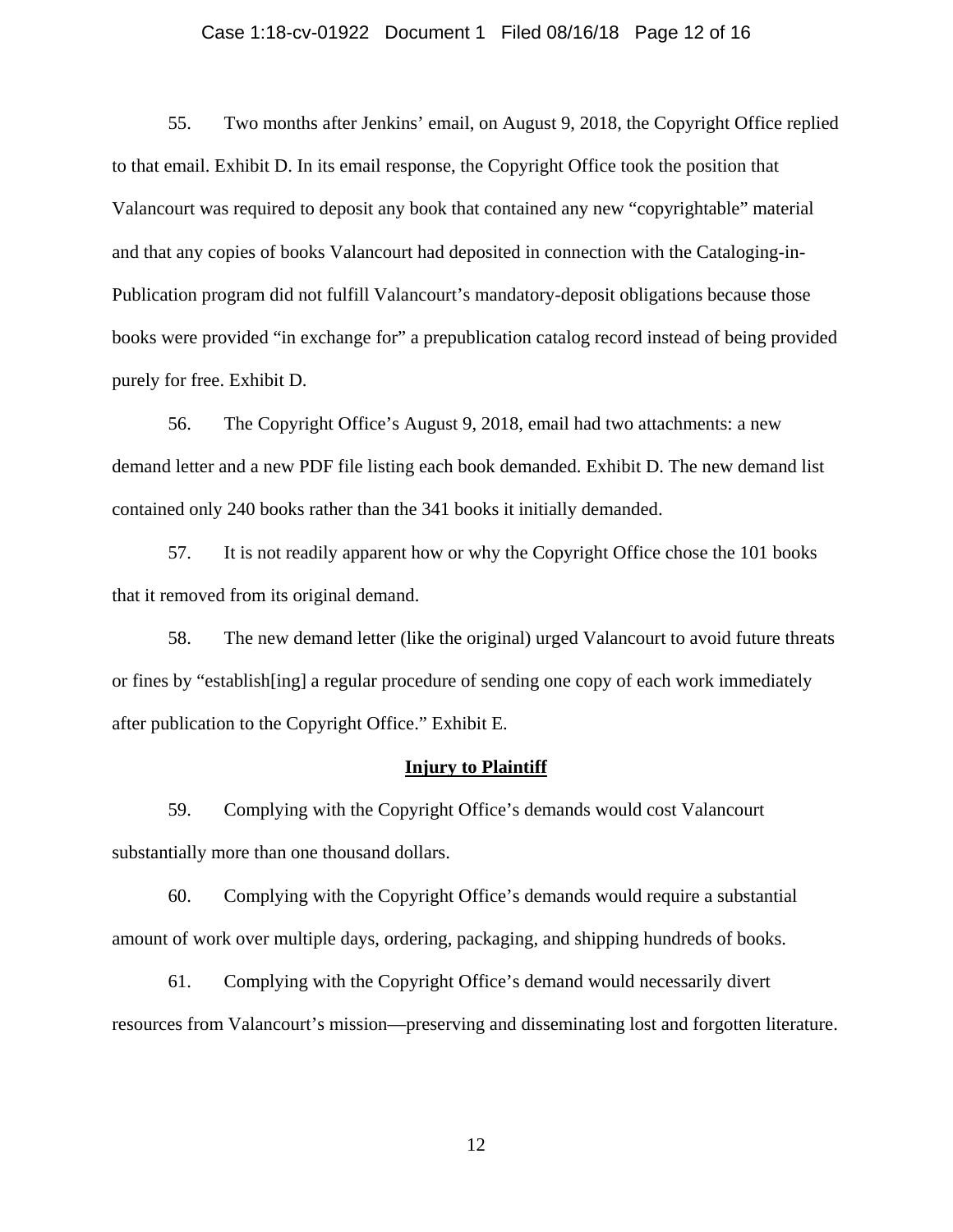55. Two months after Jenkins' email, on August 9, 2018, the Copyright Office replied to that email. Exhibit D. In its email response, the Copyright Office took the position that Valancourt was required to deposit any book that contained any new "copyrightable" material and that any copies of books Valancourt had deposited in connection with the Cataloging-in-Publication program did not fulfill Valancourt's mandatory-deposit obligations because those books were provided "in exchange for" a prepublication catalog record instead of being provided purely for free. Exhibit D.

56. The Copyright Office's August 9, 2018, email had two attachments: a new demand letter and a new PDF file listing each book demanded. Exhibit D. The new demand list contained only 240 books rather than the 341 books it initially demanded.

57. It is not readily apparent how or why the Copyright Office chose the 101 books that it removed from its original demand.

58. The new demand letter (like the original) urged Valancourt to avoid future threats or fines by "establish[ing] a regular procedure of sending one copy of each work immediately after publication to the Copyright Office." Exhibit E.

**Injury to Plaintiff**

59. Complying with the Copyright Office's demands would cost Valancourt substantially more than one thousand dollars.

60. Complying with the Copyright Office's demands would require a substantial amount of work over multiple days, ordering, packaging, and shipping hundreds of books.

61. Complying with the Copyright Office's demand would necessarily divert resources from Valancourt's mission—preserving and disseminating lost and forgotten literature.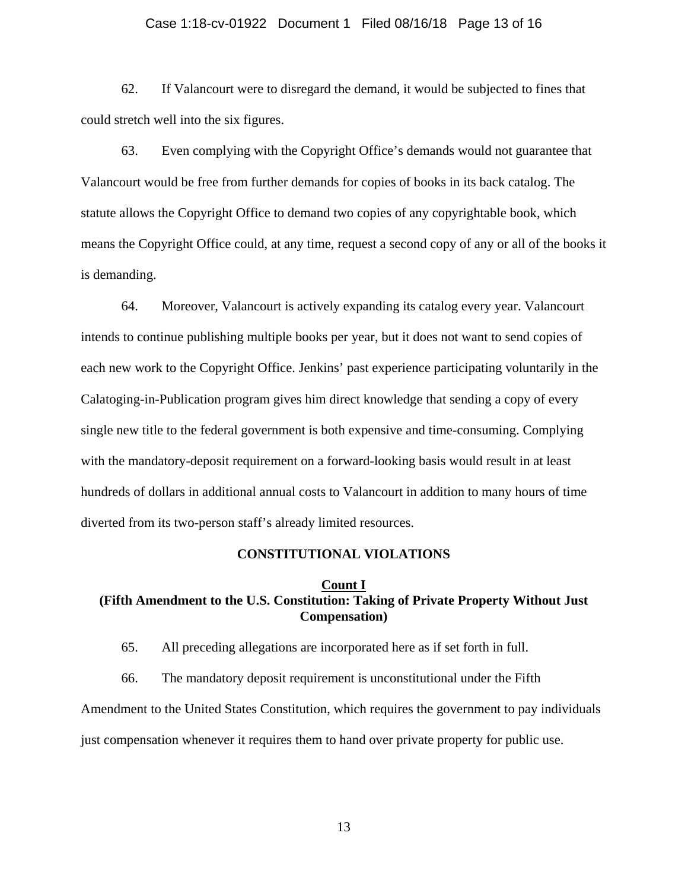62. If Valancourt were to disregard the demand, it would be subjected to fines that could stretch well into the six figures.

63. Even complying with the Copyright Office's demands would not guarantee that Valancourt would be free from further demands for copies of books in its back catalog. The statute allows the Copyright Office to demand two copies of any copyrightable book, which means the Copyright Office could, at any time, request a second copy of any or all of the books it is demanding.

64. Moreover, Valancourt is actively expanding its catalog every year. Valancourt intends to continue publishing multiple books per year, but it does not want to send copies of each new work to the Copyright Office. Jenkins' past experience participating voluntarily in the Calatoging-in-Publication program gives him direct knowledge that sending a copy of every single new title to the federal government is both expensive and time-consuming. Complying with the mandatory-deposit requirement on a forward-looking basis would result in at least hundreds of dollars in additional annual costs to Valancourt in addition to many hours of time diverted from its two-person staff's already limited resources.

## CONSTITUTIONAL VIOLATIONS

### Count I
### (Fifth Amendment to the U.S. Constitution: Taking of Private Property Without Just Compensation)

65. All preceding allegations are incorporated here as if set forth in full.

66. The mandatory deposit requirement is unconstitutional under the Fifth Amendment to the United States Constitution, which requires the government to pay individuals just compensation whenever it requires them to hand over private property for public use.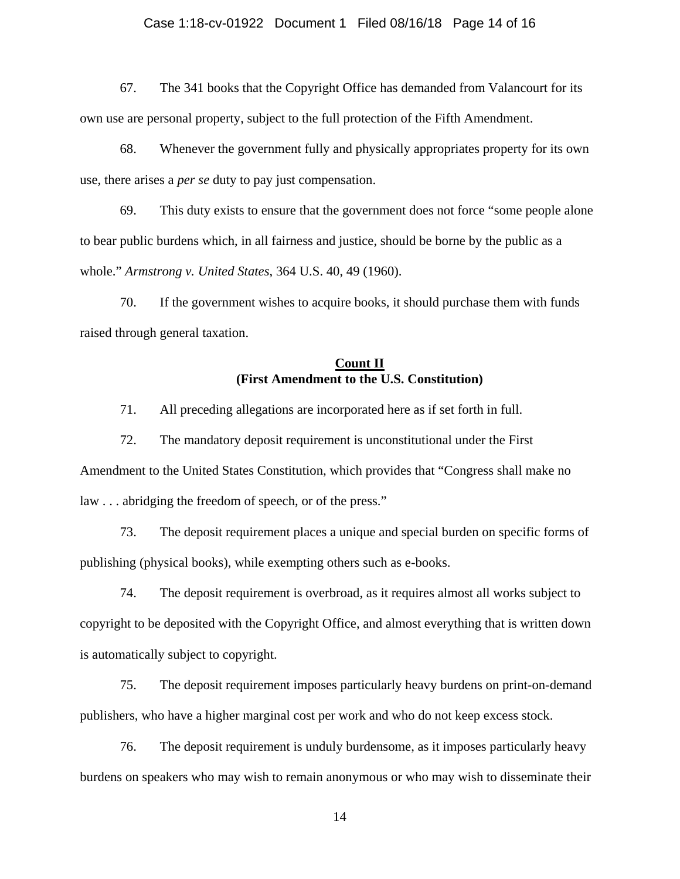67. The 341 books that the Copyright Office has demanded from Valancourt for its own use are personal property, subject to the full protection of the Fifth Amendment.

68. Whenever the government fully and physically appropriates property for its own use, there arises a *per se* duty to pay just compensation.

69. This duty exists to ensure that the government does not force "some people alone to bear public burdens which, in all fairness and justice, should be borne by the public as a whole." *Armstrong v. United States*, 364 U.S. 40, 49 (1960).

70. If the government wishes to acquire books, it should purchase them with funds raised through general taxation.

**Count II**
**(First Amendment to the U.S. Constitution)**

71. All preceding allegations are incorporated here as if set forth in full.

72. The mandatory deposit requirement is unconstitutional under the First Amendment to the United States Constitution, which provides that "Congress shall make no law . . . abridging the freedom of speech, or of the press."

73. The deposit requirement places a unique and special burden on specific forms of publishing (physical books), while exempting others such as e-books.

74. The deposit requirement is overbroad, as it requires almost all works subject to copyright to be deposited with the Copyright Office, and almost everything that is written down is automatically subject to copyright.

75. The deposit requirement imposes particularly heavy burdens on print-on-demand publishers, who have a higher marginal cost per work and who do not keep excess stock.

76. The deposit requirement is unduly burdensome, as it imposes particularly heavy burdens on speakers who may wish to remain anonymous or who may wish to disseminate their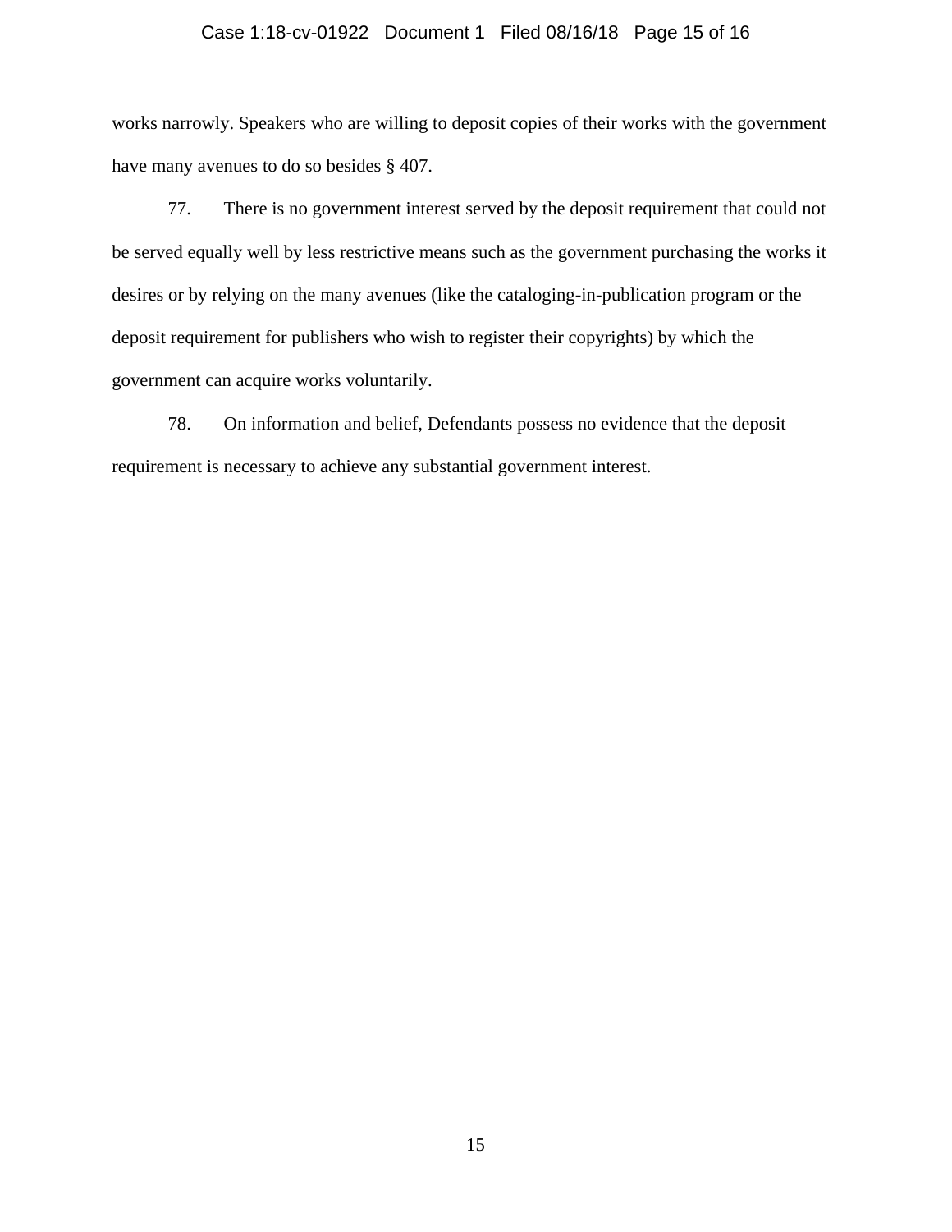works narrowly. Speakers who are willing to deposit copies of their works with the government have many avenues to do so besides § 407.

77. There is no government interest served by the deposit requirement that could not be served equally well by less restrictive means such as the government purchasing the works it desires or by relying on the many avenues (like the cataloging-in-publication program or the deposit requirement for publishers who wish to register their copyrights) by which the government can acquire works voluntarily.

78. On information and belief, Defendants possess no evidence that the deposit requirement is necessary to achieve any substantial government interest.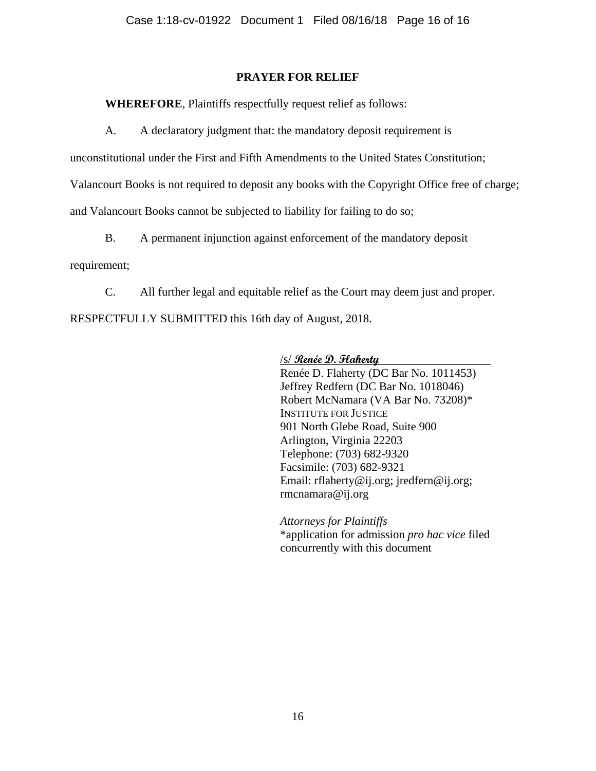## PRAYER FOR RELIEF

**WHEREFORE**, Plaintiffs respectfully request relief as follows:

A. A declaratory judgment that: the mandatory deposit requirement is unconstitutional under the First and Fifth Amendments to the United States Constitution; Valancourt Books is not required to deposit any books with the Copyright Office free of charge; and Valancourt Books cannot be subjected to liability for failing to do so;

B. A permanent injunction against enforcement of the mandatory deposit requirement;

C. All further legal and equitable relief as the Court may deem just and proper.

RESPECTFULLY SUBMITTED this 16th day of August, 2018.

/s/ Renée D. Flaherty
Renée D. Flaherty (DC Bar No. 1011453)
Jeffrey Redfern (DC Bar No. 1018046)
Robert McNamara (VA Bar No. 73208)*
INSTITUTE FOR JUSTICE
901 North Glebe Road, Suite 900
Arlington, Virginia 22203
Telephone: (703) 682-9320
Facsimile: (703) 682-9321
Email: rflaherty@ij.org; jredfern@ij.org; rmcnamara@ij.org

*Attorneys for Plaintiffs*
*application for admission *pro hac vice* filed concurrently with this document